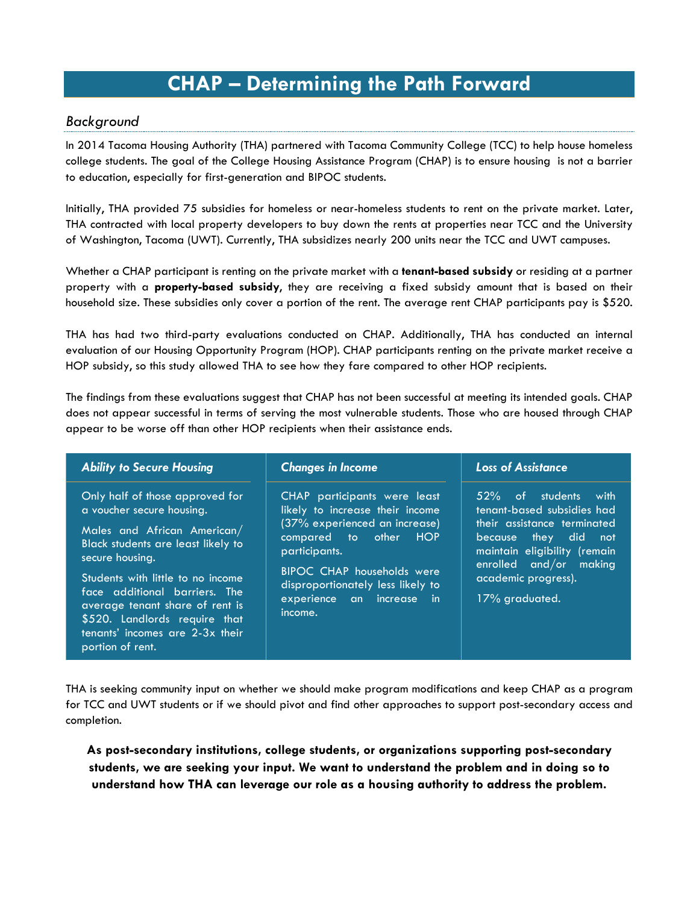# CHAP – Determining the Path Forward

## *Background*

In 2014 Tacoma Housing Authority (THA) partnered with Tacoma Community College (TCC) to help house homeless college students. The goal of the College Housing Assistance Program (CHAP) is to ensure housing is not a barrier to education, especially for first-generation and BIPOC students.

Initially, THA provided 75 subsidies for homeless or near-homeless students to rent on the private market. Later, THA contracted with local property developers to buy down the rents at properties near TCC and the University of Washington, Tacoma (UWT). Currently, THA subsidizes nearly 200 units near the TCC and UWT campuses.

Whether a CHAP participant is renting on the private market with a **tenant-based subsidy** or residing at a partner property with a **property-based subsidy**, they are receiving a fixed subsidy amount that is based on their household size. These subsidies only cover a portion of the rent. The average rent CHAP participants pay is $520.

THA has had two third-party evaluations conducted on CHAP. Additionally, THA has conducted an internal evaluation of our Housing Opportunity Program (HOP). CHAP participants renting on the private market receive a HOP subsidy, so this study allowed THA to see how they fare compared to other HOP recipients.

The findings from these evaluations suggest that CHAP has not been successful at meeting its intended goals. CHAP does not appear successful in terms of serving the most vulnerable students. Those who are housed through CHAP appear to be worse off than other HOP recipients when their assistance ends.

| ***Ability to Secure Housing*** | ***Changes in Income*** | ***Loss of Assistance*** |
|---|---|---|
| Only half of those approved for a voucher secure housing.<br><br>Males and African American/ Black students are least likely to secure housing.<br><br>Students with little to no income face additional barriers. The average tenant share of rent is $520. Landlords require that tenants' incomes are 2-3x their portion of rent. | CHAP participants were least likely to increase their income (37% experienced an increase) compared to other HOP participants.<br><br>BIPOC CHAP households were disproportionately less likely to experience an increase in income. | 52% of students with tenant-based subsidies had their assistance terminated because they did not maintain eligibility (remain enrolled and/or making academic progress).<br><br>17% graduated. |

THA is seeking community input on whether we should make program modifications and keep CHAP as a program for TCC and UWT students or if we should pivot and find other approaches to support post-secondary access and completion.

**As post-secondary institutions, college students, or organizations supporting post-secondary students, we are seeking your input. We want to understand the problem and in doing so to understand how THA can leverage our role as a housing authority to address the problem.**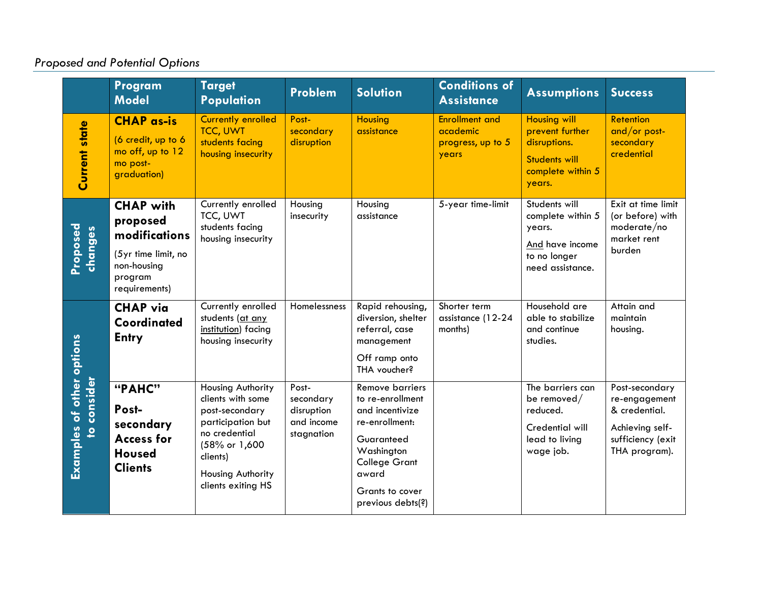*Proposed and Potential Options*

| | Program Model | Target Population | Problem | Solution | Conditions of Assistance | Assumptions | Success |
|---|---|---|---|---|---|---|---|
| **Current state** | **CHAP as-is** (6 credit, up to 6 mo off, up to 12 mo post-graduation) | Currently enrolled TCC, UWT students facing housing insecurity | Post-secondary disruption | Housing assistance | Enrollment and academic progress, up to 5 years | Housing will prevent further disruptions. Students will complete within 5 years. | Retention and/or post-secondary credential |
| **Proposed changes** | **CHAP with proposed modifications** (5yr time limit, no non-housing program requirements) | Currently enrolled TCC, UWT students facing housing insecurity | Housing insecurity | Housing assistance | 5-year time-limit | Students will complete within 5 years. And have income to no longer need assistance. | Exit at time limit (or before) with moderate/no market rent burden |
| **Examples of other options to consider** | **CHAP via Coordinated Entry** | Currently enrolled students (at any institution) facing housing insecurity | Homelessness | Rapid rehousing, diversion, shelter referral, case management. Off ramp onto THA voucher? | Shorter term assistance (12-24 months) | Household are able to stabilize and continue studies. | Attain and maintain housing. |
| | **"PAHC" Post-secondary Access for Housed Clients** | Housing Authority clients with some post-secondary participation but no credential (58% or 1,600 clients). Housing Authority clients exiting HS | Post-secondary disruption and income stagnation | Remove barriers to re-enrollment and incentivize re-enrollment: Guaranteed Washington College Grant award. Grants to cover previous debts(?) | | The barriers can be removed/ reduced. Credential will lead to living wage job. | Post-secondary re-engagement & credential. Achieving self-sufficiency (exit THA program). |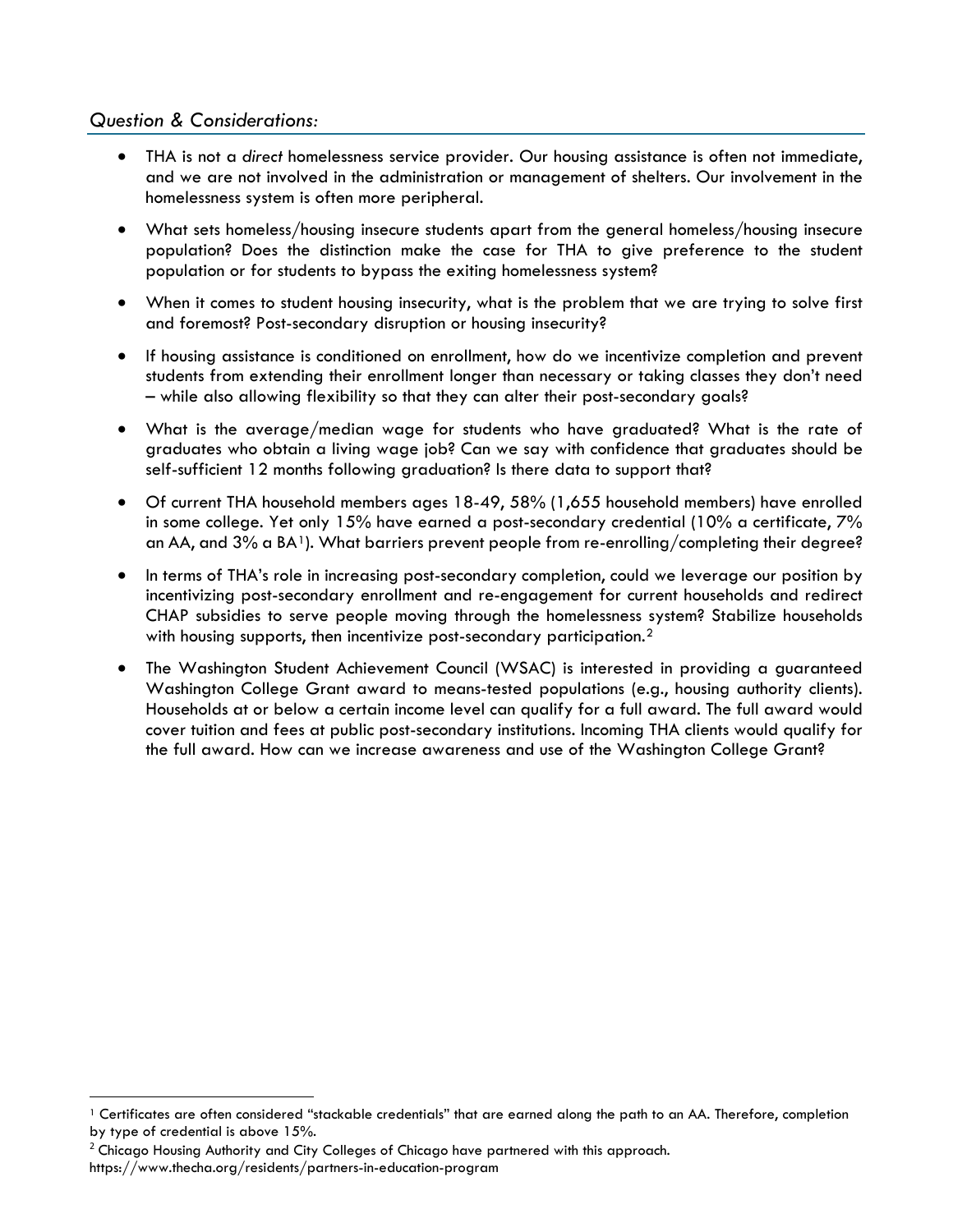## *Question & Considerations:*

- THA is not a *direct* homelessness service provider. Our housing assistance is often not immediate, and we are not involved in the administration or management of shelters. Our involvement in the homelessness system is often more peripheral.
- What sets homeless/housing insecure students apart from the general homeless/housing insecure population? Does the distinction make the case for THA to give preference to the student population or for students to bypass the exiting homelessness system?
- When it comes to student housing insecurity, what is the problem that we are trying to solve first and foremost? Post-secondary disruption or housing insecurity?
- If housing assistance is conditioned on enrollment, how do we incentivize completion and prevent students from extending their enrollment longer than necessary or taking classes they don't need – while also allowing flexibility so that they can alter their post-secondary goals?
- What is the average/median wage for students who have graduated? What is the rate of graduates who obtain a living wage job? Can we say with confidence that graduates should be self-sufficient 12 months following graduation? Is there data to support that?
- Of current THA household members ages 18-49, 58% (1,655 household members) have enrolled in some college. Yet only 15% have earned a post-secondary credential (10% a certificate, 7% an AA, and 3% a BA[1]). What barriers prevent people from re-enrolling/completing their degree?
- In terms of THA's role in increasing post-secondary completion, could we leverage our position by incentivizing post-secondary enrollment and re-engagement for current households and redirect CHAP subsidies to serve people moving through the homelessness system? Stabilize households with housing supports, then incentivize post-secondary participation.[2]
- The Washington Student Achievement Council (WSAC) is interested in providing a guaranteed Washington College Grant award to means-tested populations (e.g., housing authority clients). Households at or below a certain income level can qualify for a full award. The full award would cover tuition and fees at public post-secondary institutions. Incoming THA clients would qualify for the full award. How can we increase awareness and use of the Washington College Grant?

---

[1] Certificates are often considered "stackable credentials" that are earned along the path to an AA. Therefore, completion by type of credential is above 15%.

[2] Chicago Housing Authority and City Colleges of Chicago have partnered with this approach. https://www.thecha.org/residents/partners-in-education-program